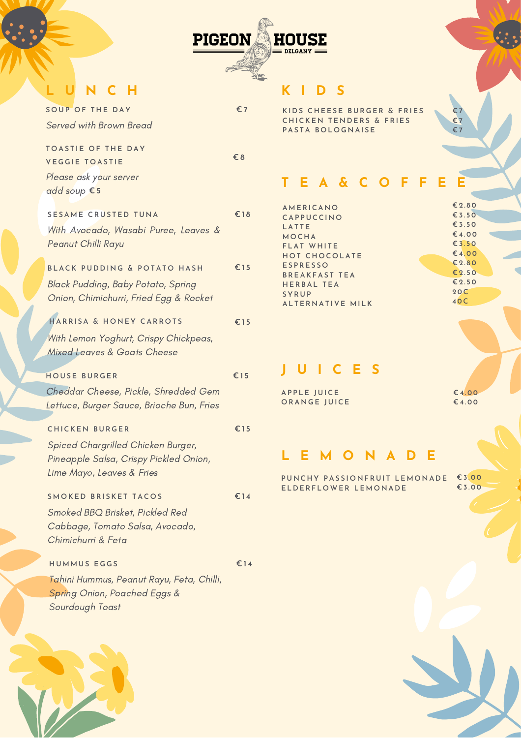# PIGEON HOUSE
DELGANY

## LUNCH

**SOUP OF THE DAY** €7
*Served with Brown Bread*

**TOASTIE OF THE DAY**
**VEGGIE TOASTIE** €8
*Please ask your server*
*add soup* €5

**SESAME CRUSTED TUNA** €18
*With Avocado, Wasabi Puree, Leaves & Peanut Chilli Rayu*

**BLACK PUDDING & POTATO HASH** €15
*Black Pudding, Baby Potato, Spring Onion, Chimichurri, Fried Egg & Rocket*

**HARRISA & HONEY CARROTS** €15
*With Lemon Yoghurt, Crispy Chickpeas, Mixed Leaves & Goats Cheese*

**HOUSE BURGER** €15
*Cheddar Cheese, Pickle, Shredded Gem Lettuce, Burger Sauce, Brioche Bun, Fries*

**CHICKEN BURGER** €15
*Spiced Chargrilled Chicken Burger, Pineapple Salsa, Crispy Pickled Onion, Lime Mayo, Leaves & Fries*

**SMOKED BRISKET TACOS** €14
*Smoked BBQ Brisket, Pickled Red Cabbage, Tomato Salsa, Avocado, Chimichurri & Feta*

**HUMMUS EGGS** €14
*Tahini Hummus, Peanut Rayu, Feta, Chilli, Spring Onion, Poached Eggs & Sourdough Toast*

## KIDS

| Item | Price |
| --- | --- |
| KIDS CHEESE BURGER & FRIES | €7 |
| CHICKEN TENDERS & FRIES | €7 |
| PASTA BOLOGNAISE | €7 |

## TEA & COFFEE

| Item | Price |
| --- | --- |
| AMERICANO | €2.80 |
| CAPPUCCINO | €3.50 |
| LATTE | €3.50 |
| MOCHA | €4.00 |
| FLAT WHITE | €3.50 |
| HOT CHOCOLATE | €4.00 |
| ESPRESSO | €2.80 |
| BREAKFAST TEA | €2.50 |
| HERBAL TEA | €2.50 |
| SYRUP | 20C |
| ALTERNATIVE MILK | 40C |

## JUICES

| Item | Price |
| --- | --- |
| APPLE JUICE | €4.00 |
| ORANGE JUICE | €4.00 |

## LEMONADE

| Item | Price |
| --- | --- |
| PUNCHY PASSIONFRUIT LEMONADE | €3.00 |
| ELDERFLOWER LEMONADE | €3.00 |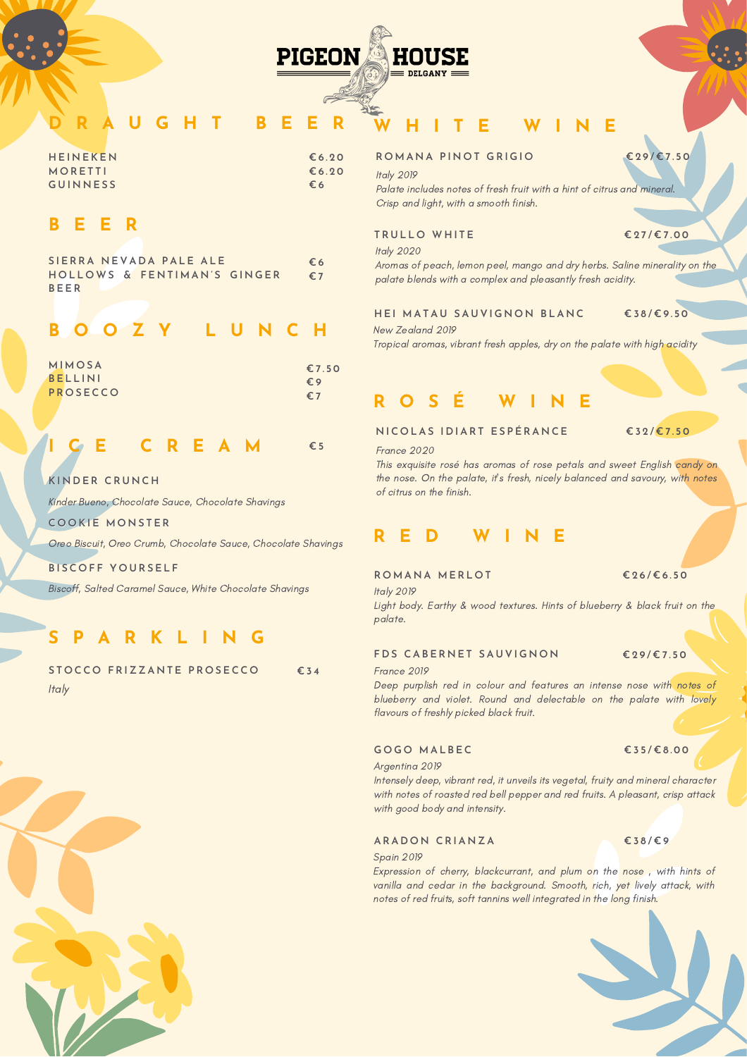# PIGEON HOUSE
DELGANY

## DRAUGHT BEER

| | |
|---|---|
| HEINEKEN | €6.20 |
| MORETTI | €6.20 |
| GUINNESS | €6 |

## BEER

| | |
|---|---|
| SIERRA NEVADA PALE ALE | €6 |
| HOLLOWS & FENTIMAN'S GINGER BEER | €7 |

## BOOZY LUNCH

| | |
|---|---|
| MIMOSA | €7.50 |
| BELLINI | €9 |
| PROSECCO | €7 |

## ICE CREAM €5

### KINDER CRUNCH
*Kinder Bueno, Chocolate Sauce, Chocolate Shavings*

### COOKIE MONSTER
*Oreo Biscuit, Oreo Crumb, Chocolate Sauce, Chocolate Shavings*

### BISCOFF YOURSELF
*Biscoff, Salted Caramel Sauce, White Chocolate Shavings*

## SPARKLING

### STOCCO FRIZZANTE PROSECCO €34
*Italy*

## WHITE WINE

### ROMANA PINOT GRIGIO €29/€7.50
*Italy 2019*
*Palate includes notes of fresh fruit with a hint of citrus and mineral. Crisp and light, with a smooth finish.*

### TRULLO WHITE €27/€7.00
*Italy 2020*
*Aromas of peach, lemon peel, mango and dry herbs. Saline minerality on the palate blends with a complex and pleasantly fresh acidity.*

### HEI MATAU SAUVIGNON BLANC €38/€9.50
*New Zealand 2019*
*Tropical aromas, vibrant fresh apples, dry on the palate with high acidity*

## ROSÉ WINE

### NICOLAS IDIART ESPÉRANCE €32/€7.50
*France 2020*
*This exquisite rosé has aromas of rose petals and sweet English candy on the nose. On the palate, it's fresh, nicely balanced and savoury, with notes of citrus on the finish.*

## RED WINE

### ROMANA MERLOT €26/€6.50
*Italy 2019*
*Light body. Earthy & wood textures. Hints of blueberry & black fruit on the palate.*

### FDS CABERNET SAUVIGNON €29/€7.50
*France 2019*
*Deep purplish red in colour and features an intense nose with notes of blueberry and violet. Round and delectable on the palate with lovely flavours of freshly picked black fruit.*

### GOGO MALBEC €35/€8.00
*Argentina 2019*
*Intensely deep, vibrant red, it unveils its vegetal, fruity and mineral character with notes of roasted red bell pepper and red fruits. A pleasant, crisp attack with good body and intensity.*

### ARADON CRIANZA €38/€9
*Spain 2019*
*Expression of cherry, blackcurrant, and plum on the nose , with hints of vanilla and cedar in the background. Smooth, rich, yet lively attack, with notes of red fruits, soft tannins well integrated in the long finish.*